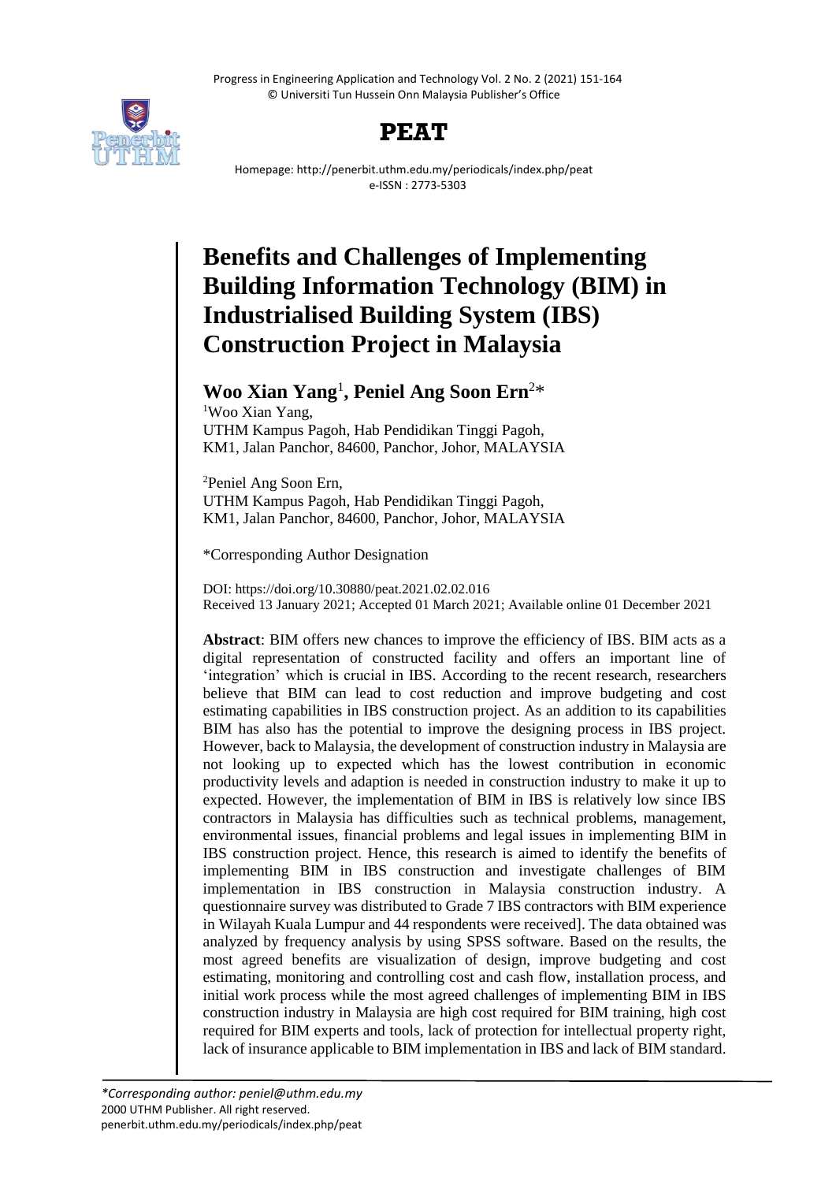# Benefits and Challenges of Implementing Building Information Technology (BIM) in Industrialised Building System (IBS) Construction Project in Malaysia

**Woo Xian Yang**[1], **Peniel Ang Soon Ern**[2]*

[1]Woo Xian Yang,
UTHM Kampus Pagoh, Hab Pendidikan Tinggi Pagoh,
KM1, Jalan Panchor, 84600, Panchor, Johor, MALAYSIA

[2]Peniel Ang Soon Ern,
UTHM Kampus Pagoh, Hab Pendidikan Tinggi Pagoh,
KM1, Jalan Panchor, 84600, Panchor, Johor, MALAYSIA

*Corresponding Author Designation

DOI: https://doi.org/10.30880/peat.2021.02.02.016
Received 13 January 2021; Accepted 01 March 2021; Available online 01 December 2021

**Abstract**: BIM offers new chances to improve the efficiency of IBS. BIM acts as a digital representation of constructed facility and offers an important line of 'integration' which is crucial in IBS. According to the recent research, researchers believe that BIM can lead to cost reduction and improve budgeting and cost estimating capabilities in IBS construction project. As an addition to its capabilities BIM has also has the potential to improve the designing process in IBS project. However, back to Malaysia, the development of construction industry in Malaysia are not looking up to expected which has the lowest contribution in economic productivity levels and adaption is needed in construction industry to make it up to expected. However, the implementation of BIM in IBS is relatively low since IBS contractors in Malaysia has difficulties such as technical problems, management, environmental issues, financial problems and legal issues in implementing BIM in IBS construction project. Hence, this research is aimed to identify the benefits of implementing BIM in IBS construction and investigate challenges of BIM implementation in IBS construction in Malaysia construction industry. A questionnaire survey was distributed to Grade 7 IBS contractors with BIM experience in Wilayah Kuala Lumpur and 44 respondents were received]. The data obtained was analyzed by frequency analysis by using SPSS software. Based on the results, the most agreed benefits are visualization of design, improve budgeting and cost estimating, monitoring and controlling cost and cash flow, installation process, and initial work process while the most agreed challenges of implementing BIM in IBS construction industry in Malaysia are high cost required for BIM training, high cost required for BIM experts and tools, lack of protection for intellectual property right, lack of insurance applicable to BIM implementation in IBS and lack of BIM standard.

*\*Corresponding author: peniel@uthm.edu.my*
2000 UTHM Publisher. All right reserved.
penerbit.uthm.edu.my/periodicals/index.php/peat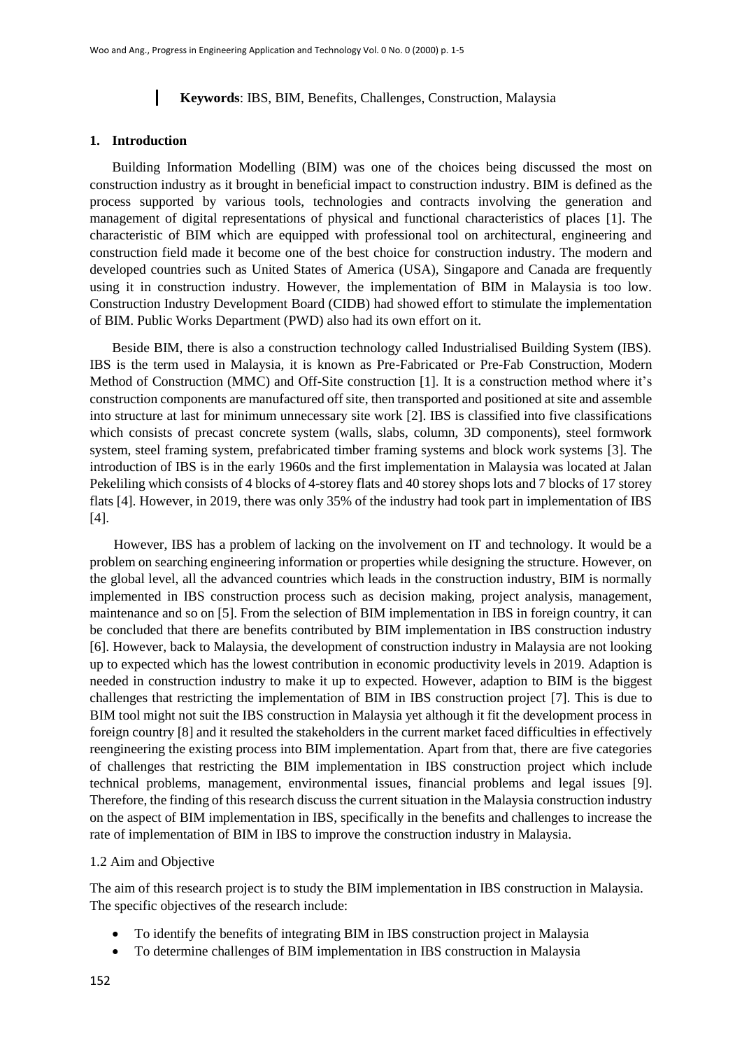**Keywords**: IBS, BIM, Benefits, Challenges, Construction, Malaysia

## 1. Introduction

Building Information Modelling (BIM) was one of the choices being discussed the most on construction industry as it brought in beneficial impact to construction industry. BIM is defined as the process supported by various tools, technologies and contracts involving the generation and management of digital representations of physical and functional characteristics of places [1]. The characteristic of BIM which are equipped with professional tool on architectural, engineering and construction field made it become one of the best choice for construction industry. The modern and developed countries such as United States of America (USA), Singapore and Canada are frequently using it in construction industry. However, the implementation of BIM in Malaysia is too low. Construction Industry Development Board (CIDB) had showed effort to stimulate the implementation of BIM. Public Works Department (PWD) also had its own effort on it.

Beside BIM, there is also a construction technology called Industrialised Building System (IBS). IBS is the term used in Malaysia, it is known as Pre-Fabricated or Pre-Fab Construction, Modern Method of Construction (MMC) and Off-Site construction [1]. It is a construction method where it's construction components are manufactured off site, then transported and positioned at site and assemble into structure at last for minimum unnecessary site work [2]. IBS is classified into five classifications which consists of precast concrete system (walls, slabs, column, 3D components), steel formwork system, steel framing system, prefabricated timber framing systems and block work systems [3]. The introduction of IBS is in the early 1960s and the first implementation in Malaysia was located at Jalan Pekeliling which consists of 4 blocks of 4-storey flats and 40 storey shops lots and 7 blocks of 17 storey flats [4]. However, in 2019, there was only 35% of the industry had took part in implementation of IBS [4].

However, IBS has a problem of lacking on the involvement on IT and technology. It would be a problem on searching engineering information or properties while designing the structure. However, on the global level, all the advanced countries which leads in the construction industry, BIM is normally implemented in IBS construction process such as decision making, project analysis, management, maintenance and so on [5]. From the selection of BIM implementation in IBS in foreign country, it can be concluded that there are benefits contributed by BIM implementation in IBS construction industry [6]. However, back to Malaysia, the development of construction industry in Malaysia are not looking up to expected which has the lowest contribution in economic productivity levels in 2019. Adaption is needed in construction industry to make it up to expected. However, adaption to BIM is the biggest challenges that restricting the implementation of BIM in IBS construction project [7]. This is due to BIM tool might not suit the IBS construction in Malaysia yet although it fit the development process in foreign country [8] and it resulted the stakeholders in the current market faced difficulties in effectively reengineering the existing process into BIM implementation. Apart from that, there are five categories of challenges that restricting the BIM implementation in IBS construction project which include technical problems, management, environmental issues, financial problems and legal issues [9]. Therefore, the finding of this research discuss the current situation in the Malaysia construction industry on the aspect of BIM implementation in IBS, specifically in the benefits and challenges to increase the rate of implementation of BIM in IBS to improve the construction industry in Malaysia.

### 1.2 Aim and Objective

The aim of this research project is to study the BIM implementation in IBS construction in Malaysia. The specific objectives of the research include:

- To identify the benefits of integrating BIM in IBS construction project in Malaysia
- To determine challenges of BIM implementation in IBS construction in Malaysia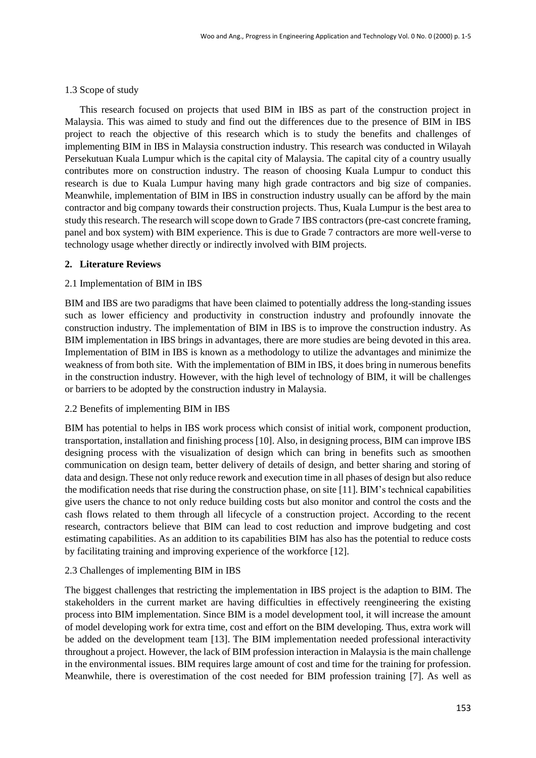### 1.3 Scope of study

This research focused on projects that used BIM in IBS as part of the construction project in Malaysia. This was aimed to study and find out the differences due to the presence of BIM in IBS project to reach the objective of this research which is to study the benefits and challenges of implementing BIM in IBS in Malaysia construction industry. This research was conducted in Wilayah Persekutuan Kuala Lumpur which is the capital city of Malaysia. The capital city of a country usually contributes more on construction industry. The reason of choosing Kuala Lumpur to conduct this research is due to Kuala Lumpur having many high grade contractors and big size of companies. Meanwhile, implementation of BIM in IBS in construction industry usually can be afford by the main contractor and big company towards their construction projects. Thus, Kuala Lumpur is the best area to study this research. The research will scope down to Grade 7 IBS contractors (pre-cast concrete framing, panel and box system) with BIM experience. This is due to Grade 7 contractors are more well-verse to technology usage whether directly or indirectly involved with BIM projects.

## 2. Literature Reviews

### 2.1 Implementation of BIM in IBS

BIM and IBS are two paradigms that have been claimed to potentially address the long-standing issues such as lower efficiency and productivity in construction industry and profoundly innovate the construction industry. The implementation of BIM in IBS is to improve the construction industry. As BIM implementation in IBS brings in advantages, there are more studies are being devoted in this area. Implementation of BIM in IBS is known as a methodology to utilize the advantages and minimize the weakness of from both site. With the implementation of BIM in IBS, it does bring in numerous benefits in the construction industry. However, with the high level of technology of BIM, it will be challenges or barriers to be adopted by the construction industry in Malaysia.

### 2.2 Benefits of implementing BIM in IBS

BIM has potential to helps in IBS work process which consist of initial work, component production, transportation, installation and finishing process [10]. Also, in designing process, BIM can improve IBS designing process with the visualization of design which can bring in benefits such as smoothen communication on design team, better delivery of details of design, and better sharing and storing of data and design. These not only reduce rework and execution time in all phases of design but also reduce the modification needs that rise during the construction phase, on site [11]. BIM's technical capabilities give users the chance to not only reduce building costs but also monitor and control the costs and the cash flows related to them through all lifecycle of a construction project. According to the recent research, contractors believe that BIM can lead to cost reduction and improve budgeting and cost estimating capabilities. As an addition to its capabilities BIM has also has the potential to reduce costs by facilitating training and improving experience of the workforce [12].

### 2.3 Challenges of implementing BIM in IBS

The biggest challenges that restricting the implementation in IBS project is the adaption to BIM. The stakeholders in the current market are having difficulties in effectively reengineering the existing process into BIM implementation. Since BIM is a model development tool, it will increase the amount of model developing work for extra time, cost and effort on the BIM developing. Thus, extra work will be added on the development team [13]. The BIM implementation needed professional interactivity throughout a project. However, the lack of BIM profession interaction in Malaysia is the main challenge in the environmental issues. BIM requires large amount of cost and time for the training for profession. Meanwhile, there is overestimation of the cost needed for BIM profession training [7]. As well as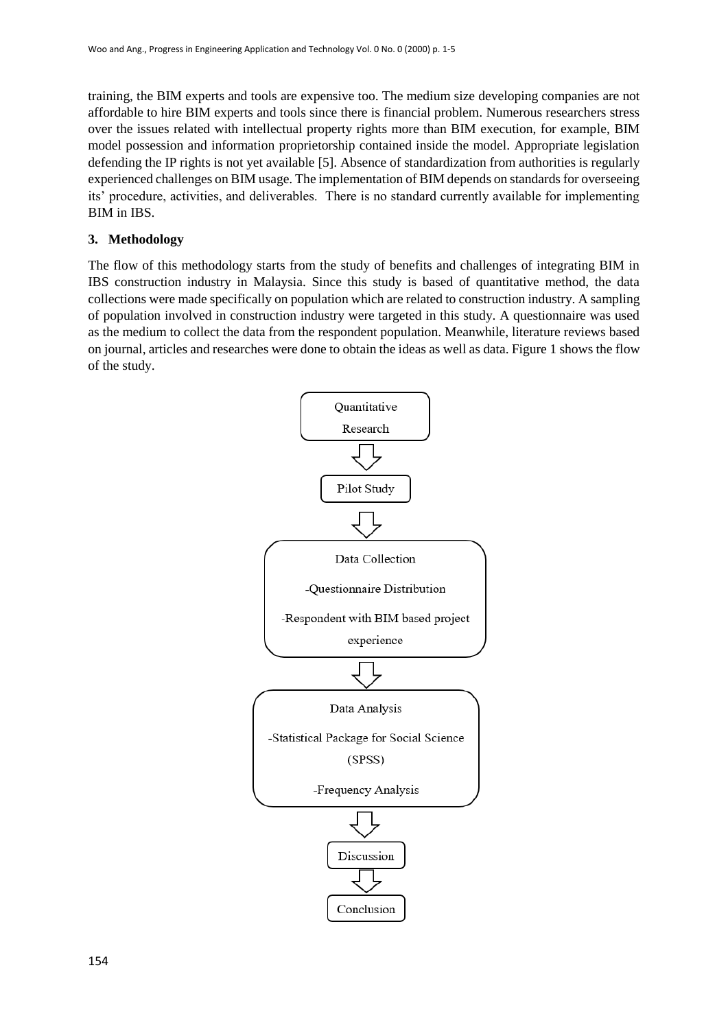training, the BIM experts and tools are expensive too. The medium size developing companies are not affordable to hire BIM experts and tools since there is financial problem. Numerous researchers stress over the issues related with intellectual property rights more than BIM execution, for example, BIM model possession and information proprietorship contained inside the model. Appropriate legislation defending the IP rights is not yet available [5]. Absence of standardization from authorities is regularly experienced challenges on BIM usage. The implementation of BIM depends on standards for overseeing its' procedure, activities, and deliverables. There is no standard currently available for implementing BIM in IBS.

## 3. Methodology

The flow of this methodology starts from the study of benefits and challenges of integrating BIM in IBS construction industry in Malaysia. Since this study is based of quantitative method, the data collections were made specifically on population which are related to construction industry. A sampling of population involved in construction industry were targeted in this study. A questionnaire was used as the medium to collect the data from the respondent population. Meanwhile, literature reviews based on journal, articles and researches were done to obtain the ideas as well as data. Figure 1 shows the flow of the study.

Quantitative Research

↓

Pilot Study

↓

Data Collection

-Questionnaire Distribution

-Respondent with BIM based project experience

↓

Data Analysis

-Statistical Package for Social Science (SPSS)

-Frequency Analysis

↓

Discussion

↓

Conclusion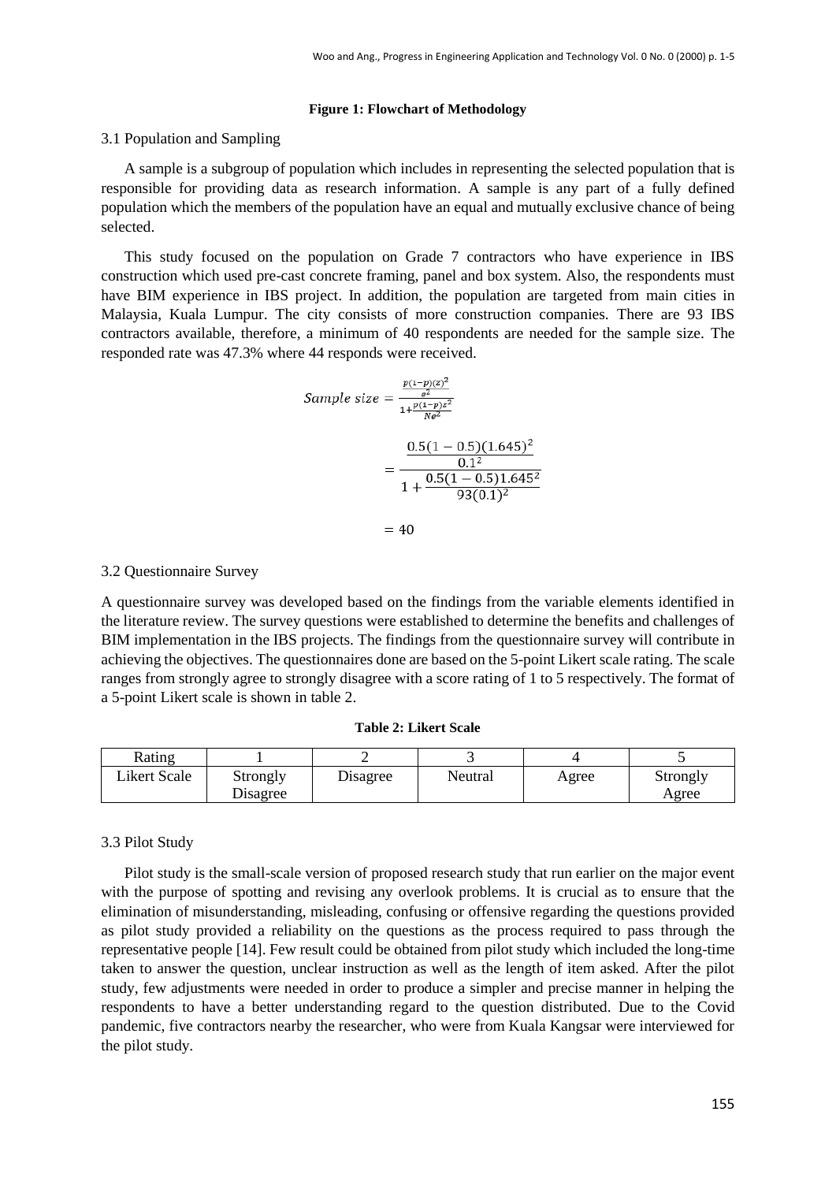**Figure 1: Flowchart of Methodology**

3.1 Population and Sampling

A sample is a subgroup of population which includes in representing the selected population that is responsible for providing data as research information. A sample is any part of a fully defined population which the members of the population have an equal and mutually exclusive chance of being selected.

This study focused on the population on Grade 7 contractors who have experience in IBS construction which used pre-cast concrete framing, panel and box system. Also, the respondents must have BIM experience in IBS project. In addition, the population are targeted from main cities in Malaysia, Kuala Lumpur. The city consists of more construction companies. There are 93 IBS contractors available, therefore, a minimum of 40 respondents are needed for the sample size. The responded rate was 47.3% where 44 responds were received.

$$Sample\ size = \frac{\frac{p(1-p)(z)^2}{e^2}}{1+\frac{p(1-p)z^2}{Ne^2}}$$

$$= \frac{\frac{0.5(1-0.5)(1.645)^2}{0.1^2}}{1+\frac{0.5(1-0.5)1.645^2}{93(0.1)^2}}$$

$$= 40$$

3.2 Questionnaire Survey

A questionnaire survey was developed based on the findings from the variable elements identified in the literature review. The survey questions were established to determine the benefits and challenges of BIM implementation in the IBS projects. The findings from the questionnaire survey will contribute in achieving the objectives. The questionnaires done are based on the 5-point Likert scale rating. The scale ranges from strongly agree to strongly disagree with a score rating of 1 to 5 respectively. The format of a 5-point Likert scale is shown in table 2.

**Table 2: Likert Scale**

| Rating | 1 | 2 | 3 | 4 | 5 |
|---|---|---|---|---|---|
| Likert Scale | Strongly Disagree | Disagree | Neutral | Agree | Strongly Agree |

3.3 Pilot Study

Pilot study is the small-scale version of proposed research study that run earlier on the major event with the purpose of spotting and revising any overlook problems. It is crucial as to ensure that the elimination of misunderstanding, misleading, confusing or offensive regarding the questions provided as pilot study provided a reliability on the questions as the process required to pass through the representative people [14]. Few result could be obtained from pilot study which included the long-time taken to answer the question, unclear instruction as well as the length of item asked. After the pilot study, few adjustments were needed in order to produce a simpler and precise manner in helping the respondents to have a better understanding regard to the question distributed. Due to the Covid pandemic, five contractors nearby the researcher, who were from Kuala Kangsar were interviewed for the pilot study.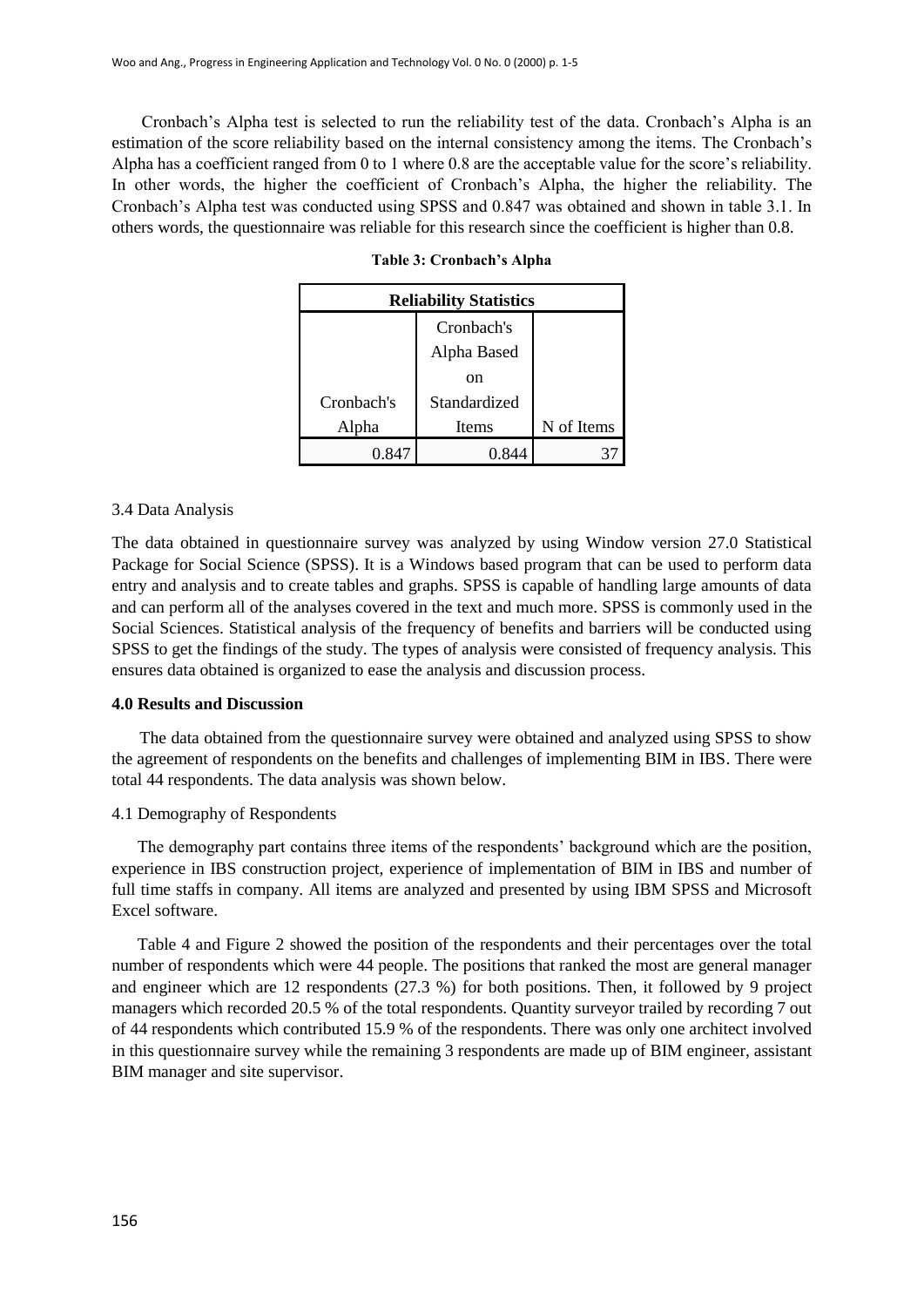Cronbach's Alpha test is selected to run the reliability test of the data. Cronbach's Alpha is an estimation of the score reliability based on the internal consistency among the items. The Cronbach's Alpha has a coefficient ranged from 0 to 1 where 0.8 are the acceptable value for the score's reliability. In other words, the higher the coefficient of Cronbach's Alpha, the higher the reliability. The Cronbach's Alpha test was conducted using SPSS and 0.847 was obtained and shown in table 3.1. In others words, the questionnaire was reliable for this research since the coefficient is higher than 0.8.

**Table 3: Cronbach's Alpha**

| Reliability Statistics | | |
|---|---|---|
| Cronbach's Alpha | Cronbach's Alpha Based on Standardized Items | N of Items |
| 0.847 | 0.844 | 37 |

3.4 Data Analysis

The data obtained in questionnaire survey was analyzed by using Window version 27.0 Statistical Package for Social Science (SPSS). It is a Windows based program that can be used to perform data entry and analysis and to create tables and graphs. SPSS is capable of handling large amounts of data and can perform all of the analyses covered in the text and much more. SPSS is commonly used in the Social Sciences. Statistical analysis of the frequency of benefits and barriers will be conducted using SPSS to get the findings of the study. The types of analysis were consisted of frequency analysis. This ensures data obtained is organized to ease the analysis and discussion process.

**4.0 Results and Discussion**

The data obtained from the questionnaire survey were obtained and analyzed using SPSS to show the agreement of respondents on the benefits and challenges of implementing BIM in IBS. There were total 44 respondents. The data analysis was shown below.

4.1 Demography of Respondents

The demography part contains three items of the respondents' background which are the position, experience in IBS construction project, experience of implementation of BIM in IBS and number of full time staffs in company. All items are analyzed and presented by using IBM SPSS and Microsoft Excel software.

Table 4 and Figure 2 showed the position of the respondents and their percentages over the total number of respondents which were 44 people. The positions that ranked the most are general manager and engineer which are 12 respondents (27.3 %) for both positions. Then, it followed by 9 project managers which recorded 20.5 % of the total respondents. Quantity surveyor trailed by recording 7 out of 44 respondents which contributed 15.9 % of the respondents. There was only one architect involved in this questionnaire survey while the remaining 3 respondents are made up of BIM engineer, assistant BIM manager and site supervisor.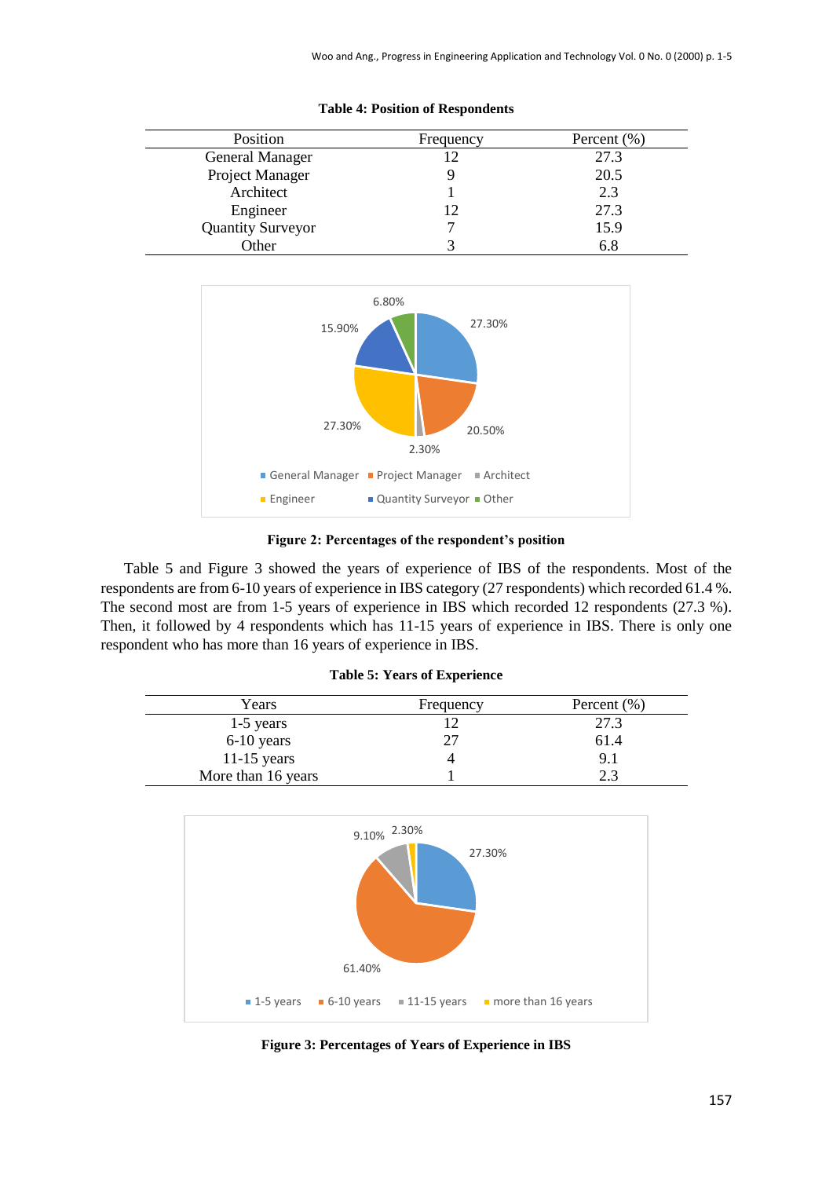**Table 4: Position of Respondents**

| Position | Frequency | Percent (%) |
|---|---|---|
| General Manager | 12 | 27.3 |
| Project Manager | 9 | 20.5 |
| Architect | 1 | 2.3 |
| Engineer | 12 | 27.3 |
| Quantity Surveyor | 7 | 15.9 |
| Other | 3 | 6.8 |

**Figure 2: Percentages of the respondent's position**

Table 5 and Figure 3 showed the years of experience of IBS of the respondents. Most of the respondents are from 6-10 years of experience in IBS category (27 respondents) which recorded 61.4 %. The second most are from 1-5 years of experience in IBS which recorded 12 respondents (27.3 %). Then, it followed by 4 respondents which has 11-15 years of experience in IBS. There is only one respondent who has more than 16 years of experience in IBS.

**Table 5: Years of Experience**

| Years | Frequency | Percent (%) |
|---|---|---|
| 1-5 years | 12 | 27.3 |
| 6-10 years | 27 | 61.4 |
| 11-15 years | 4 | 9.1 |
| More than 16 years | 1 | 2.3 |

**Figure 3: Percentages of Years of Experience in IBS**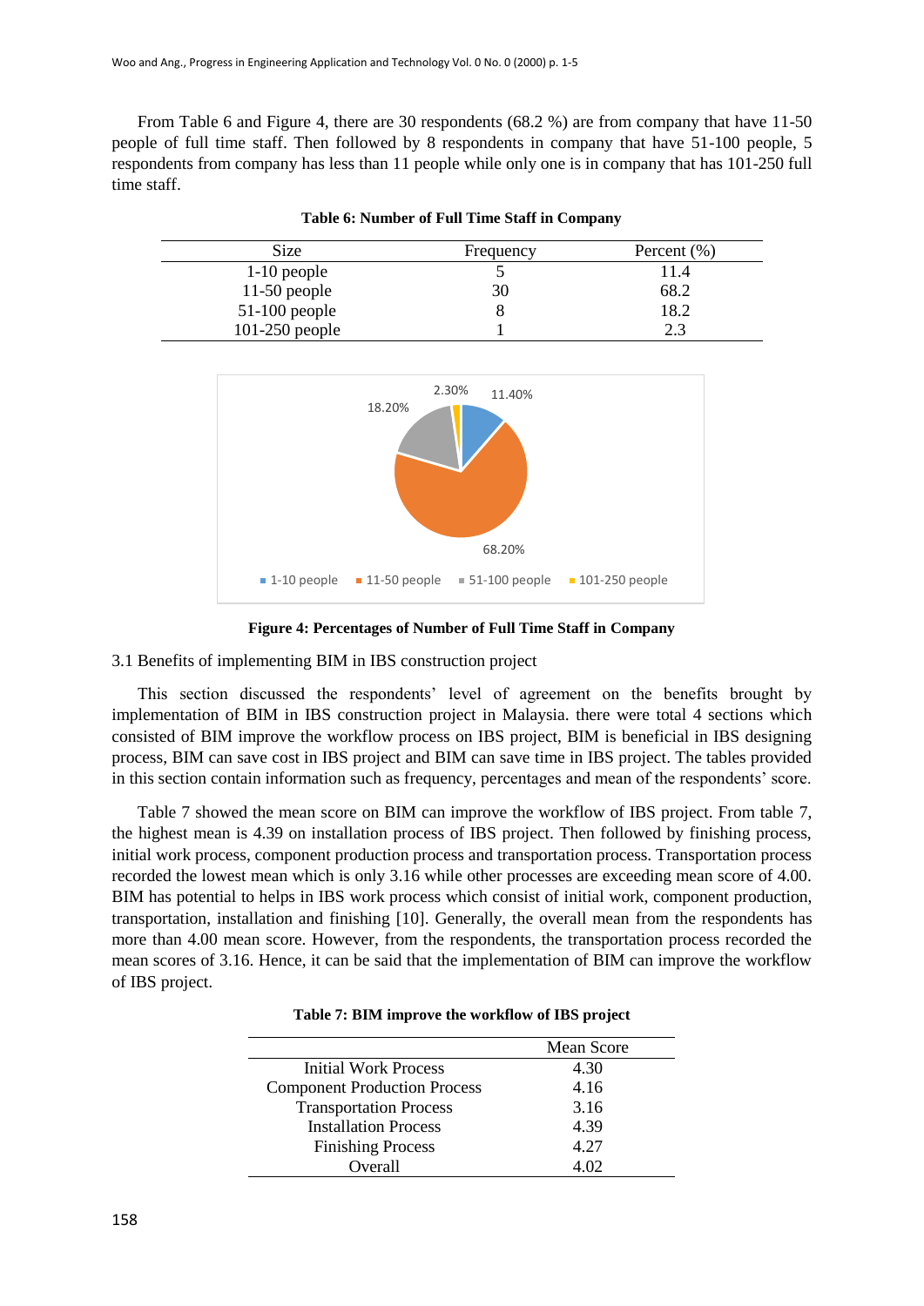From Table 6 and Figure 4, there are 30 respondents (68.2 %) are from company that have 11-50 people of full time staff. Then followed by 8 respondents in company that have 51-100 people, 5 respondents from company has less than 11 people while only one is in company that has 101-250 full time staff.

**Table 6: Number of Full Time Staff in Company**

| Size | Frequency | Percent (%) |
|---|---|---|
| 1-10 people | 5 | 11.4 |
| 11-50 people | 30 | 68.2 |
| 51-100 people | 8 | 18.2 |
| 101-250 people | 1 | 2.3 |

**Figure 4: Percentages of Number of Full Time Staff in Company**

3.1 Benefits of implementing BIM in IBS construction project

This section discussed the respondents' level of agreement on the benefits brought by implementation of BIM in IBS construction project in Malaysia. there were total 4 sections which consisted of BIM improve the workflow process on IBS project, BIM is beneficial in IBS designing process, BIM can save cost in IBS project and BIM can save time in IBS project. The tables provided in this section contain information such as frequency, percentages and mean of the respondents' score.

Table 7 showed the mean score on BIM can improve the workflow of IBS project. From table 7, the highest mean is 4.39 on installation process of IBS project. Then followed by finishing process, initial work process, component production process and transportation process. Transportation process recorded the lowest mean which is only 3.16 while other processes are exceeding mean score of 4.00. BIM has potential to helps in IBS work process which consist of initial work, component production, transportation, installation and finishing [10]. Generally, the overall mean from the respondents has more than 4.00 mean score. However, from the respondents, the transportation process recorded the mean scores of 3.16. Hence, it can be said that the implementation of BIM can improve the workflow of IBS project.

**Table 7: BIM improve the workflow of IBS project**

| | Mean Score |
|---|---|
| Initial Work Process | 4.30 |
| Component Production Process | 4.16 |
| Transportation Process | 3.16 |
| Installation Process | 4.39 |
| Finishing Process | 4.27 |
| Overall | 4.02 |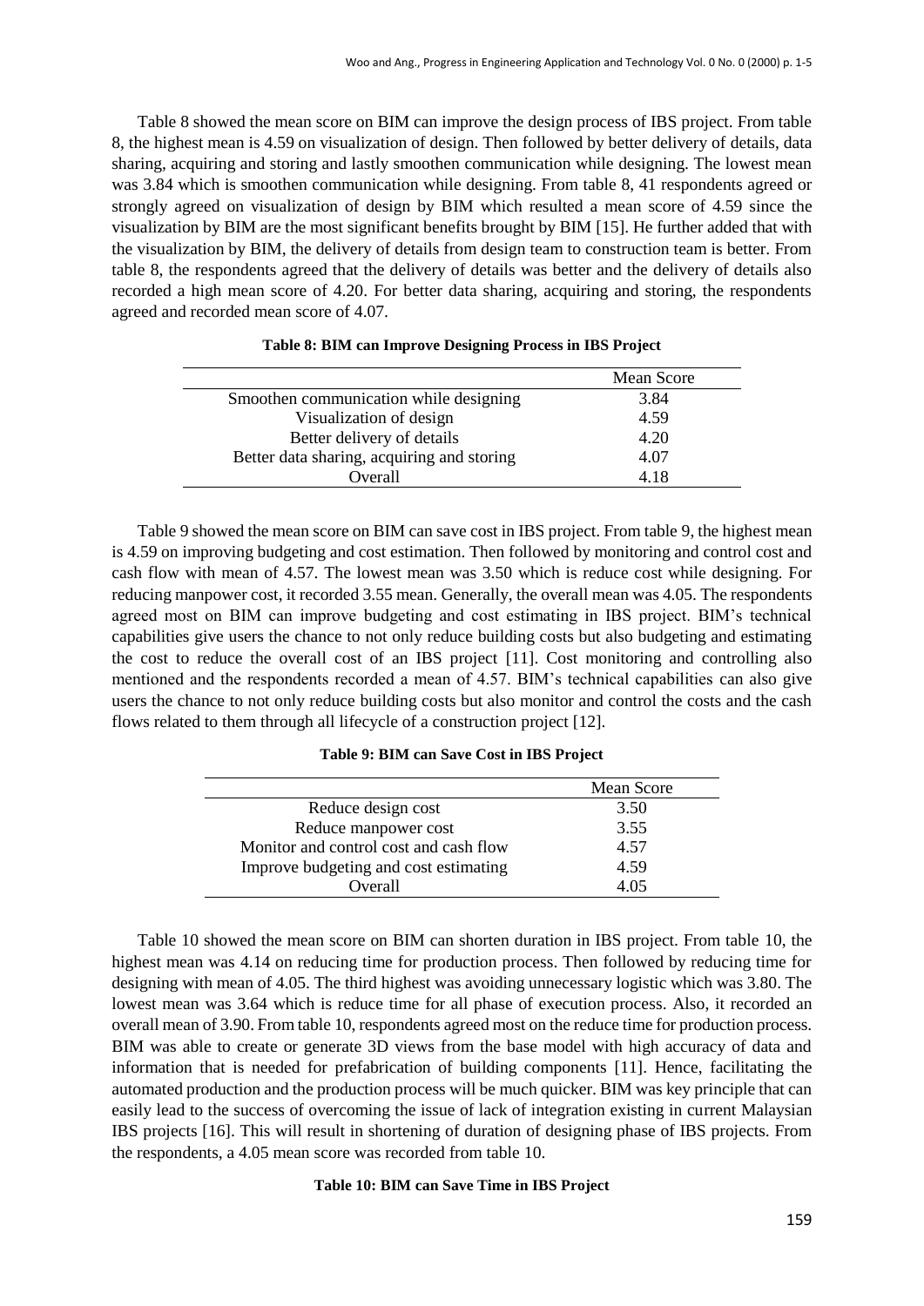Table 8 showed the mean score on BIM can improve the design process of IBS project. From table 8, the highest mean is 4.59 on visualization of design. Then followed by better delivery of details, data sharing, acquiring and storing and lastly smoothen communication while designing. The lowest mean was 3.84 which is smoothen communication while designing. From table 8, 41 respondents agreed or strongly agreed on visualization of design by BIM which resulted a mean score of 4.59 since the visualization by BIM are the most significant benefits brought by BIM [15]. He further added that with the visualization by BIM, the delivery of details from design team to construction team is better. From table 8, the respondents agreed that the delivery of details was better and the delivery of details also recorded a high mean score of 4.20. For better data sharing, acquiring and storing, the respondents agreed and recorded mean score of 4.07.

**Table 8: BIM can Improve Designing Process in IBS Project**

| | Mean Score |
|---|---|
| Smoothen communication while designing | 3.84 |
| Visualization of design | 4.59 |
| Better delivery of details | 4.20 |
| Better data sharing, acquiring and storing | 4.07 |
| Overall | 4.18 |

Table 9 showed the mean score on BIM can save cost in IBS project. From table 9, the highest mean is 4.59 on improving budgeting and cost estimation. Then followed by monitoring and control cost and cash flow with mean of 4.57. The lowest mean was 3.50 which is reduce cost while designing. For reducing manpower cost, it recorded 3.55 mean. Generally, the overall mean was 4.05. The respondents agreed most on BIM can improve budgeting and cost estimating in IBS project. BIM's technical capabilities give users the chance to not only reduce building costs but also budgeting and estimating the cost to reduce the overall cost of an IBS project [11]. Cost monitoring and controlling also mentioned and the respondents recorded a mean of 4.57. BIM's technical capabilities can also give users the chance to not only reduce building costs but also monitor and control the costs and the cash flows related to them through all lifecycle of a construction project [12].

**Table 9: BIM can Save Cost in IBS Project**

| | Mean Score |
|---|---|
| Reduce design cost | 3.50 |
| Reduce manpower cost | 3.55 |
| Monitor and control cost and cash flow | 4.57 |
| Improve budgeting and cost estimating | 4.59 |
| Overall | 4.05 |

Table 10 showed the mean score on BIM can shorten duration in IBS project. From table 10, the highest mean was 4.14 on reducing time for production process. Then followed by reducing time for designing with mean of 4.05. The third highest was avoiding unnecessary logistic which was 3.80. The lowest mean was 3.64 which is reduce time for all phase of execution process. Also, it recorded an overall mean of 3.90. From table 10, respondents agreed most on the reduce time for production process. BIM was able to create or generate 3D views from the base model with high accuracy of data and information that is needed for prefabrication of building components [11]. Hence, facilitating the automated production and the production process will be much quicker. BIM was key principle that can easily lead to the success of overcoming the issue of lack of integration existing in current Malaysian IBS projects [16]. This will result in shortening of duration of designing phase of IBS projects. From the respondents, a 4.05 mean score was recorded from table 10.

**Table 10: BIM can Save Time in IBS Project**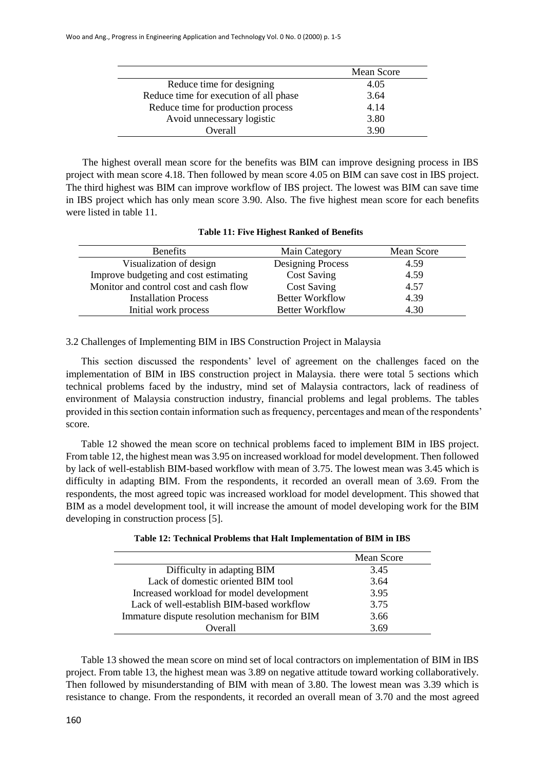| | Mean Score |
|---|---|
| Reduce time for designing | 4.05 |
| Reduce time for execution of all phase | 3.64 |
| Reduce time for production process | 4.14 |
| Avoid unnecessary logistic | 3.80 |
| Overall | 3.90 |

The highest overall mean score for the benefits was BIM can improve designing process in IBS project with mean score 4.18. Then followed by mean score 4.05 on BIM can save cost in IBS project. The third highest was BIM can improve workflow of IBS project. The lowest was BIM can save time in IBS project which has only mean score 3.90. Also. The five highest mean score for each benefits were listed in table 11.

**Table 11: Five Highest Ranked of Benefits**

| Benefits | Main Category | Mean Score |
|---|---|---|
| Visualization of design | Designing Process | 4.59 |
| Improve budgeting and cost estimating | Cost Saving | 4.59 |
| Monitor and control cost and cash flow | Cost Saving | 4.57 |
| Installation Process | Better Workflow | 4.39 |
| Initial work process | Better Workflow | 4.30 |

3.2 Challenges of Implementing BIM in IBS Construction Project in Malaysia

This section discussed the respondents' level of agreement on the challenges faced on the implementation of BIM in IBS construction project in Malaysia. there were total 5 sections which technical problems faced by the industry, mind set of Malaysia contractors, lack of readiness of environment of Malaysia construction industry, financial problems and legal problems. The tables provided in this section contain information such as frequency, percentages and mean of the respondents' score.

Table 12 showed the mean score on technical problems faced to implement BIM in IBS project. From table 12, the highest mean was 3.95 on increased workload for model development. Then followed by lack of well-establish BIM-based workflow with mean of 3.75. The lowest mean was 3.45 which is difficulty in adapting BIM. From the respondents, it recorded an overall mean of 3.69. From the respondents, the most agreed topic was increased workload for model development. This showed that BIM as a model development tool, it will increase the amount of model developing work for the BIM developing in construction process [5].

**Table 12: Technical Problems that Halt Implementation of BIM in IBS**

| | Mean Score |
|---|---|
| Difficulty in adapting BIM | 3.45 |
| Lack of domestic oriented BIM tool | 3.64 |
| Increased workload for model development | 3.95 |
| Lack of well-establish BIM-based workflow | 3.75 |
| Immature dispute resolution mechanism for BIM | 3.66 |
| Overall | 3.69 |

Table 13 showed the mean score on mind set of local contractors on implementation of BIM in IBS project. From table 13, the highest mean was 3.89 on negative attitude toward working collaboratively. Then followed by misunderstanding of BIM with mean of 3.80. The lowest mean was 3.39 which is resistance to change. From the respondents, it recorded an overall mean of 3.70 and the most agreed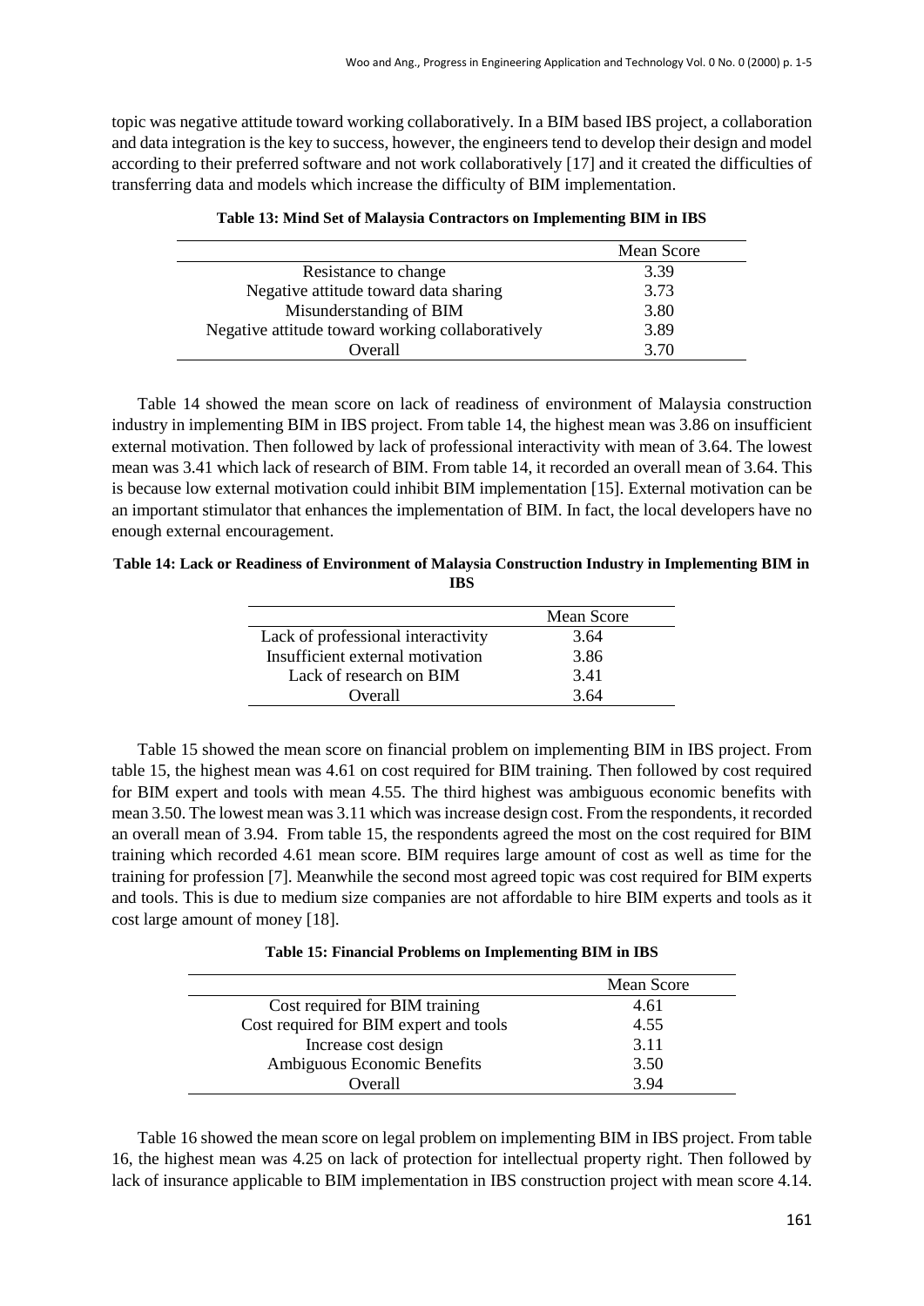topic was negative attitude toward working collaboratively. In a BIM based IBS project, a collaboration and data integration is the key to success, however, the engineers tend to develop their design and model according to their preferred software and not work collaboratively [17] and it created the difficulties of transferring data and models which increase the difficulty of BIM implementation.

**Table 13: Mind Set of Malaysia Contractors on Implementing BIM in IBS**

| | Mean Score |
|---|---|
| Resistance to change | 3.39 |
| Negative attitude toward data sharing | 3.73 |
| Misunderstanding of BIM | 3.80 |
| Negative attitude toward working collaboratively | 3.89 |
| Overall | 3.70 |

Table 14 showed the mean score on lack of readiness of environment of Malaysia construction industry in implementing BIM in IBS project. From table 14, the highest mean was 3.86 on insufficient external motivation. Then followed by lack of professional interactivity with mean of 3.64. The lowest mean was 3.41 which lack of research of BIM. From table 14, it recorded an overall mean of 3.64. This is because low external motivation could inhibit BIM implementation [15]. External motivation can be an important stimulator that enhances the implementation of BIM. In fact, the local developers have no enough external encouragement.

**Table 14: Lack or Readiness of Environment of Malaysia Construction Industry in Implementing BIM in IBS**

| | Mean Score |
|---|---|
| Lack of professional interactivity | 3.64 |
| Insufficient external motivation | 3.86 |
| Lack of research on BIM | 3.41 |
| Overall | 3.64 |

Table 15 showed the mean score on financial problem on implementing BIM in IBS project. From table 15, the highest mean was 4.61 on cost required for BIM training. Then followed by cost required for BIM expert and tools with mean 4.55. The third highest was ambiguous economic benefits with mean 3.50. The lowest mean was 3.11 which was increase design cost. From the respondents, it recorded an overall mean of 3.94. From table 15, the respondents agreed the most on the cost required for BIM training which recorded 4.61 mean score. BIM requires large amount of cost as well as time for the training for profession [7]. Meanwhile the second most agreed topic was cost required for BIM experts and tools. This is due to medium size companies are not affordable to hire BIM experts and tools as it cost large amount of money [18].

**Table 15: Financial Problems on Implementing BIM in IBS**

| | Mean Score |
|---|---|
| Cost required for BIM training | 4.61 |
| Cost required for BIM expert and tools | 4.55 |
| Increase cost design | 3.11 |
| Ambiguous Economic Benefits | 3.50 |
| Overall | 3.94 |

Table 16 showed the mean score on legal problem on implementing BIM in IBS project. From table 16, the highest mean was 4.25 on lack of protection for intellectual property right. Then followed by lack of insurance applicable to BIM implementation in IBS construction project with mean score 4.14.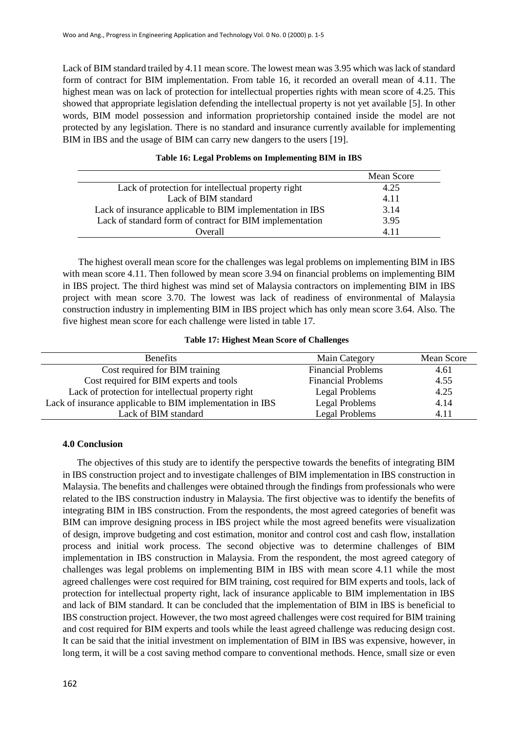Lack of BIM standard trailed by 4.11 mean score. The lowest mean was 3.95 which was lack of standard form of contract for BIM implementation. From table 16, it recorded an overall mean of 4.11. The highest mean was on lack of protection for intellectual properties rights with mean score of 4.25. This showed that appropriate legislation defending the intellectual property is not yet available [5]. In other words, BIM model possession and information proprietorship contained inside the model are not protected by any legislation. There is no standard and insurance currently available for implementing BIM in IBS and the usage of BIM can carry new dangers to the users [19].

**Table 16: Legal Problems on Implementing BIM in IBS**

| | Mean Score |
|---|---|
| Lack of protection for intellectual property right | 4.25 |
| Lack of BIM standard | 4.11 |
| Lack of insurance applicable to BIM implementation in IBS | 3.14 |
| Lack of standard form of contract for BIM implementation | 3.95 |
| Overall | 4.11 |

The highest overall mean score for the challenges was legal problems on implementing BIM in IBS with mean score 4.11. Then followed by mean score 3.94 on financial problems on implementing BIM in IBS project. The third highest was mind set of Malaysia contractors on implementing BIM in IBS project with mean score 3.70. The lowest was lack of readiness of environmental of Malaysia construction industry in implementing BIM in IBS project which has only mean score 3.64. Also. The five highest mean score for each challenge were listed in table 17.

**Table 17: Highest Mean Score of Challenges**

| Benefits | Main Category | Mean Score |
|---|---|---|
| Cost required for BIM training | Financial Problems | 4.61 |
| Cost required for BIM experts and tools | Financial Problems | 4.55 |
| Lack of protection for intellectual property right | Legal Problems | 4.25 |
| Lack of insurance applicable to BIM implementation in IBS | Legal Problems | 4.14 |
| Lack of BIM standard | Legal Problems | 4.11 |

## 4.0 Conclusion

The objectives of this study are to identify the perspective towards the benefits of integrating BIM in IBS construction project and to investigate challenges of BIM implementation in IBS construction in Malaysia. The benefits and challenges were obtained through the findings from professionals who were related to the IBS construction industry in Malaysia. The first objective was to identify the benefits of integrating BIM in IBS construction. From the respondents, the most agreed categories of benefit was BIM can improve designing process in IBS project while the most agreed benefits were visualization of design, improve budgeting and cost estimation, monitor and control cost and cash flow, installation process and initial work process. The second objective was to determine challenges of BIM implementation in IBS construction in Malaysia. From the respondent, the most agreed category of challenges was legal problems on implementing BIM in IBS with mean score 4.11 while the most agreed challenges were cost required for BIM training, cost required for BIM experts and tools, lack of protection for intellectual property right, lack of insurance applicable to BIM implementation in IBS and lack of BIM standard. It can be concluded that the implementation of BIM in IBS is beneficial to IBS construction project. However, the two most agreed challenges were cost required for BIM training and cost required for BIM experts and tools while the least agreed challenge was reducing design cost. It can be said that the initial investment on implementation of BIM in IBS was expensive, however, in long term, it will be a cost saving method compare to conventional methods. Hence, small size or even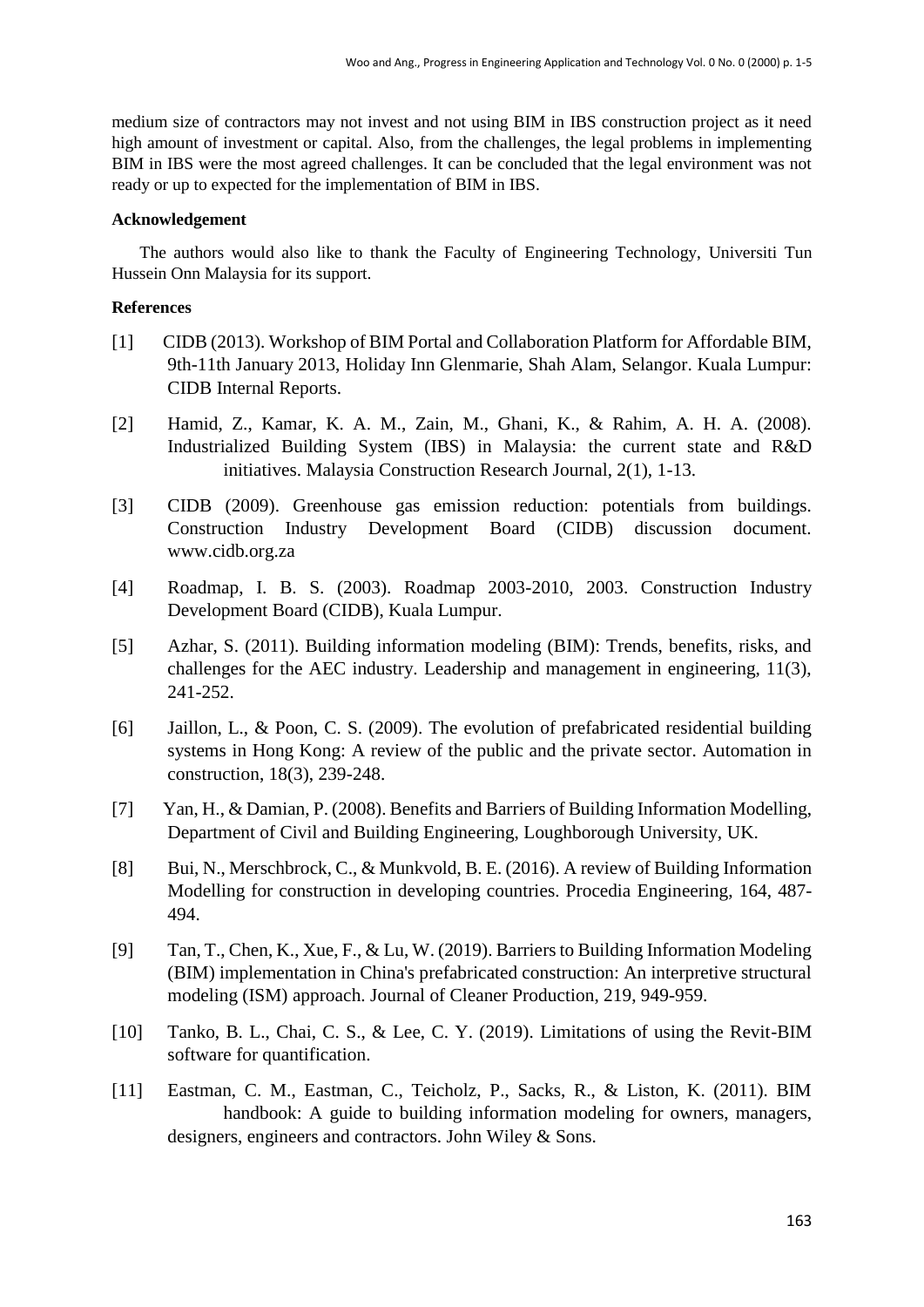medium size of contractors may not invest and not using BIM in IBS construction project as it need high amount of investment or capital. Also, from the challenges, the legal problems in implementing BIM in IBS were the most agreed challenges. It can be concluded that the legal environment was not ready or up to expected for the implementation of BIM in IBS.

## Acknowledgement

The authors would also like to thank the Faculty of Engineering Technology, Universiti Tun Hussein Onn Malaysia for its support.

## References

[1] CIDB (2013). Workshop of BIM Portal and Collaboration Platform for Affordable BIM, 9th-11th January 2013, Holiday Inn Glenmarie, Shah Alam, Selangor. Kuala Lumpur: CIDB Internal Reports.

[2] Hamid, Z., Kamar, K. A. M., Zain, M., Ghani, K., & Rahim, A. H. A. (2008). Industrialized Building System (IBS) in Malaysia: the current state and R&D initiatives. Malaysia Construction Research Journal, 2(1), 1-13.

[3] CIDB (2009). Greenhouse gas emission reduction: potentials from buildings. Construction Industry Development Board (CIDB) discussion document. www.cidb.org.za

[4] Roadmap, I. B. S. (2003). Roadmap 2003-2010, 2003. Construction Industry Development Board (CIDB), Kuala Lumpur.

[5] Azhar, S. (2011). Building information modeling (BIM): Trends, benefits, risks, and challenges for the AEC industry. Leadership and management in engineering, 11(3), 241-252.

[6] Jaillon, L., & Poon, C. S. (2009). The evolution of prefabricated residential building systems in Hong Kong: A review of the public and the private sector. Automation in construction, 18(3), 239-248.

[7] Yan, H., & Damian, P. (2008). Benefits and Barriers of Building Information Modelling, Department of Civil and Building Engineering, Loughborough University, UK.

[8] Bui, N., Merschbrock, C., & Munkvold, B. E. (2016). A review of Building Information Modelling for construction in developing countries. Procedia Engineering, 164, 487-494.

[9] Tan, T., Chen, K., Xue, F., & Lu, W. (2019). Barriers to Building Information Modeling (BIM) implementation in China's prefabricated construction: An interpretive structural modeling (ISM) approach. Journal of Cleaner Production, 219, 949-959.

[10] Tanko, B. L., Chai, C. S., & Lee, C. Y. (2019). Limitations of using the Revit-BIM software for quantification.

[11] Eastman, C. M., Eastman, C., Teicholz, P., Sacks, R., & Liston, K. (2011). BIM handbook: A guide to building information modeling for owners, managers, designers, engineers and contractors. John Wiley & Sons.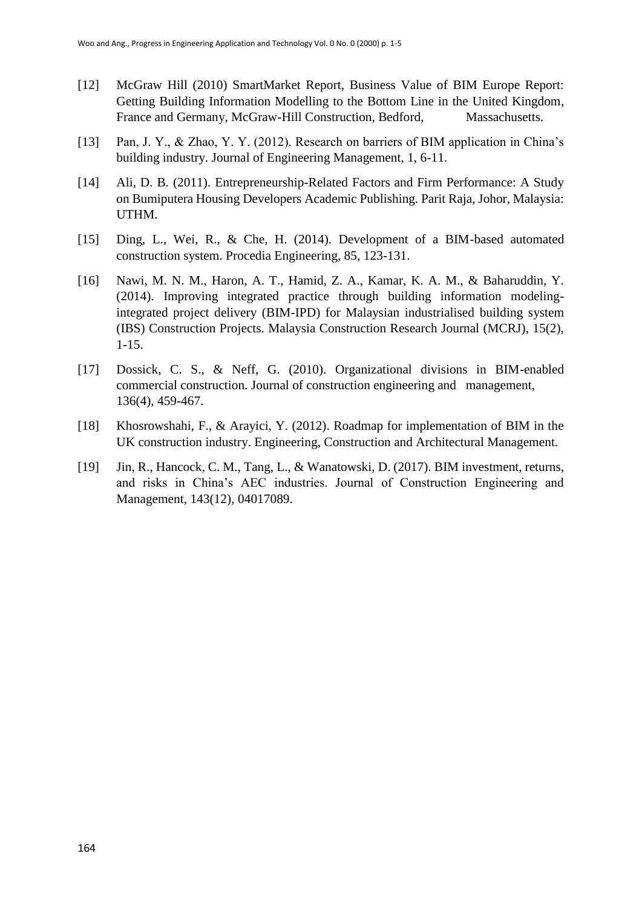[12] McGraw Hill (2010) SmartMarket Report, Business Value of BIM Europe Report: Getting Building Information Modelling to the Bottom Line in the United Kingdom, France and Germany, McGraw-Hill Construction, Bedford, Massachusetts.

[13] Pan, J. Y., & Zhao, Y. Y. (2012). Research on barriers of BIM application in China's building industry. Journal of Engineering Management, 1, 6-11.

[14] Ali, D. B. (2011). Entrepreneurship-Related Factors and Firm Performance: A Study on Bumiputera Housing Developers Academic Publishing. Parit Raja, Johor, Malaysia: UTHM.

[15] Ding, L., Wei, R., & Che, H. (2014). Development of a BIM-based automated construction system. Procedia Engineering, 85, 123-131.

[16] Nawi, M. N. M., Haron, A. T., Hamid, Z. A., Kamar, K. A. M., & Baharuddin, Y. (2014). Improving integrated practice through building information modeling-integrated project delivery (BIM-IPD) for Malaysian industrialised building system (IBS) Construction Projects. Malaysia Construction Research Journal (MCRJ), 15(2), 1-15.

[17] Dossick, C. S., & Neff, G. (2010). Organizational divisions in BIM-enabled commercial construction. Journal of construction engineering and management, 136(4), 459-467.

[18] Khosrowshahi, F., & Arayici, Y. (2012). Roadmap for implementation of BIM in the UK construction industry. Engineering, Construction and Architectural Management.

[19] Jin, R., Hancock, C. M., Tang, L., & Wanatowski, D. (2017). BIM investment, returns, and risks in China's AEC industries. Journal of Construction Engineering and Management, 143(12), 04017089.